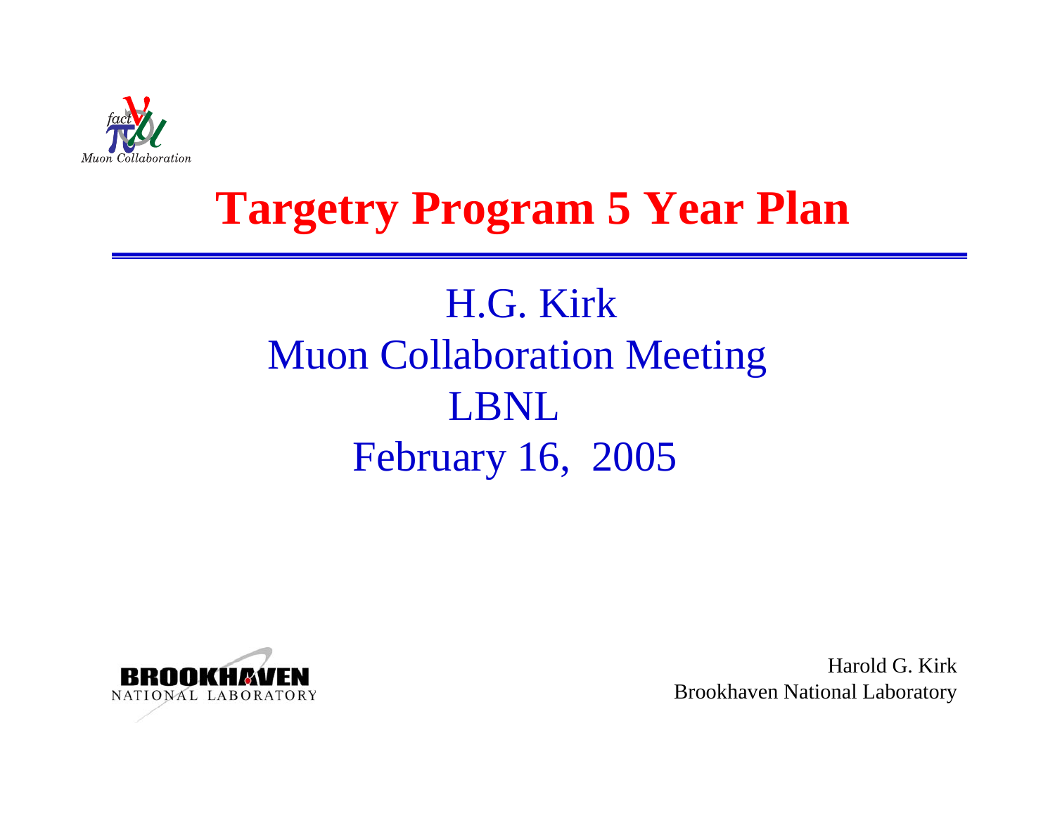# Targetry Program 5 Year Plan

H.G. Kirk
Muon Collaboration Meeting
LBNL
February 16, 2005

Harold G. Kirk
Brookhaven National Laboratory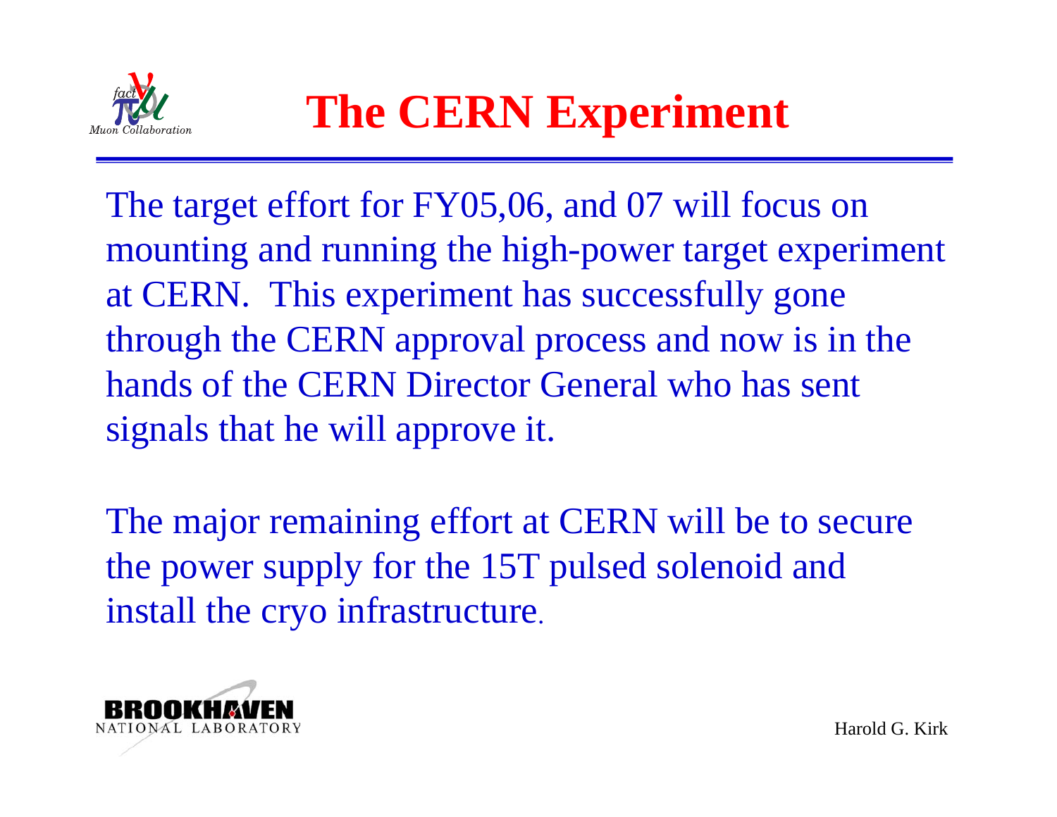# The CERN Experiment

The target effort for FY05,06, and 07 will focus on mounting and running the high-power target experiment at CERN. This experiment has successfully gone through the CERN approval process and now is in the hands of the CERN Director General who has sent signals that he will approve it.

The major remaining effort at CERN will be to secure the power supply for the 15T pulsed solenoid and install the cryo infrastructure.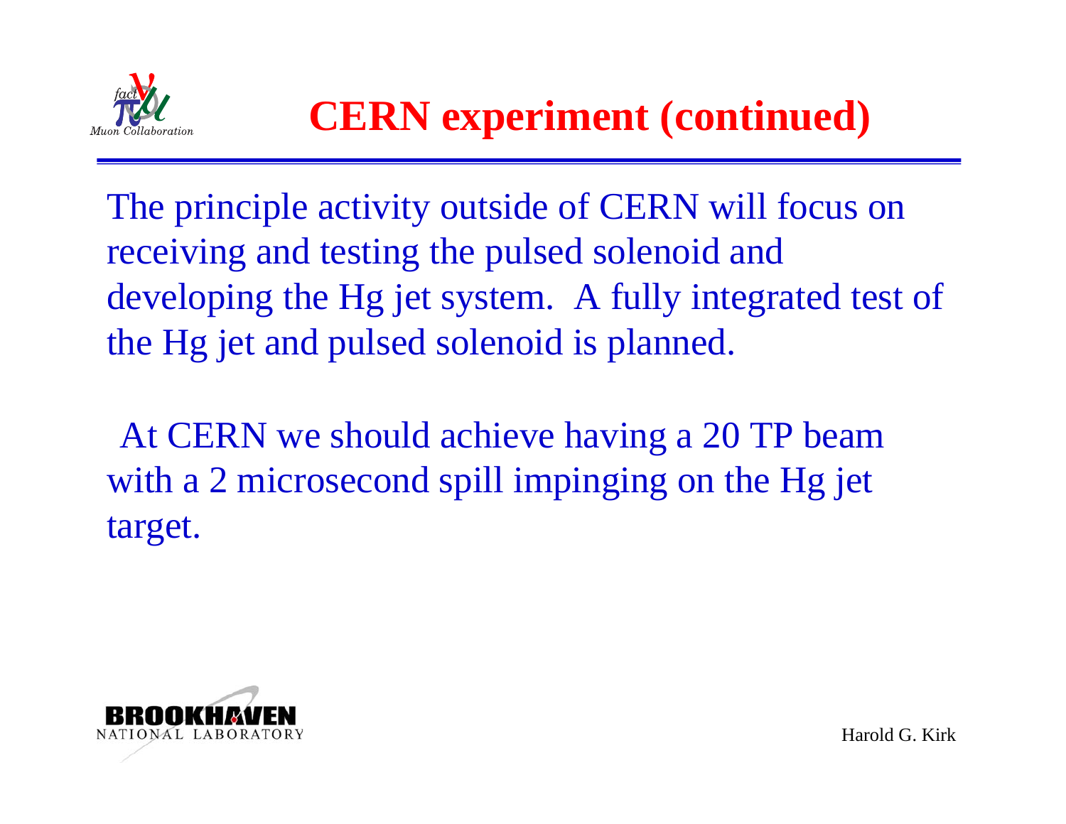# CERN experiment (continued)

The principle activity outside of CERN will focus on receiving and testing the pulsed solenoid and developing the Hg jet system. A fully integrated test of the Hg jet and pulsed solenoid is planned.

At CERN we should achieve having a 20 TP beam with a 2 microsecond spill impinging on the Hg jet target.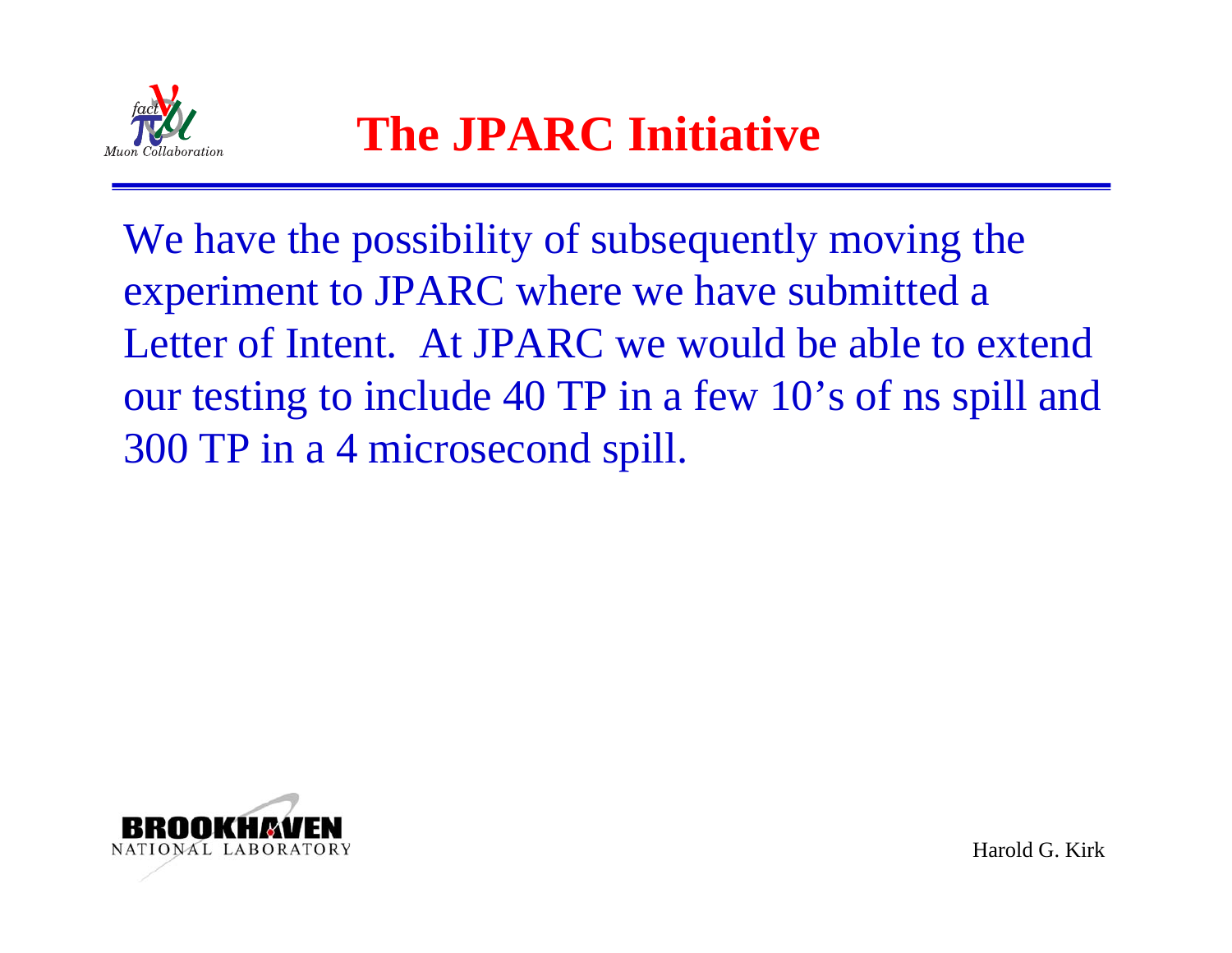# The JPARC Initiative

We have the possibility of subsequently moving the experiment to JPARC where we have submitted a Letter of Intent. At JPARC we would be able to extend our testing to include 40 TP in a few 10's of ns spill and 300 TP in a 4 microsecond spill.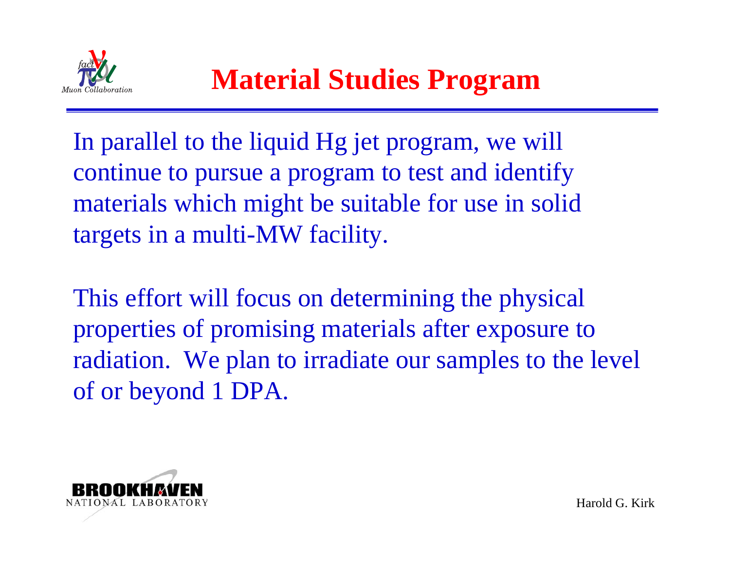# Material Studies Program

In parallel to the liquid Hg jet program, we will continue to pursue a program to test and identify materials which might be suitable for use in solid targets in a multi-MW facility.

This effort will focus on determining the physical properties of promising materials after exposure to radiation. We plan to irradiate our samples to the level of or beyond 1 DPA.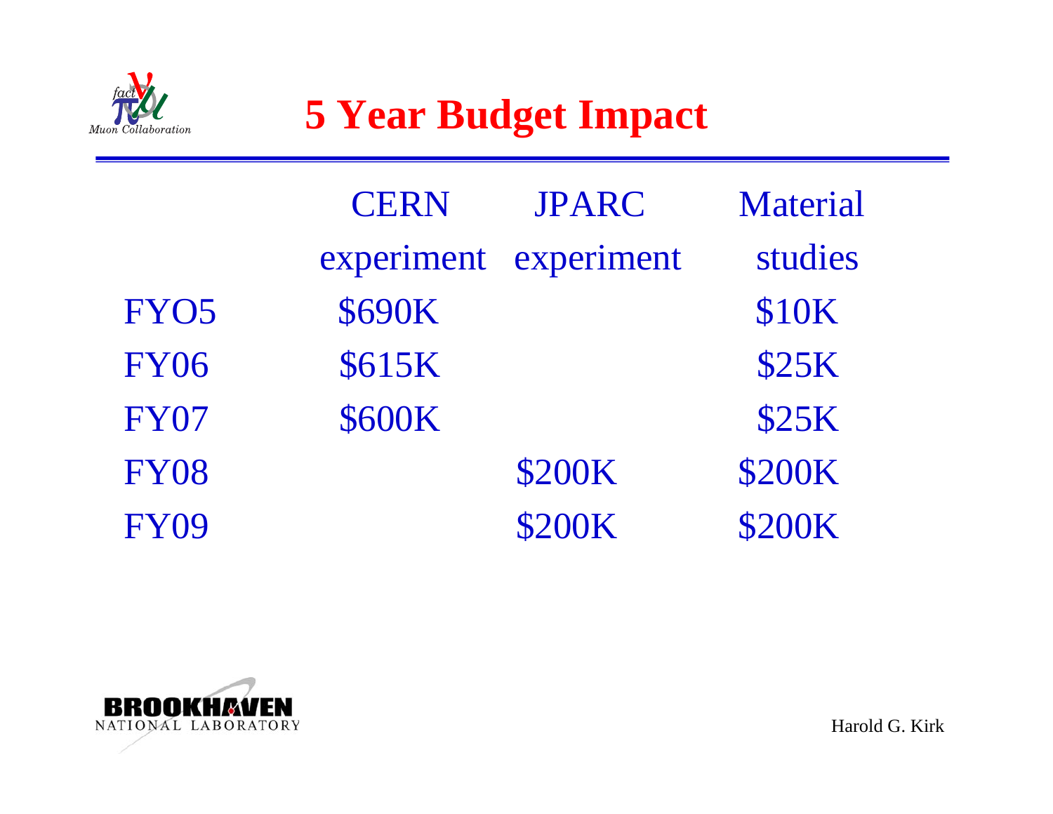# 5 Year Budget Impact

| | CERN experiment | JPARC experiment | Material studies |
|---|---|---|---|
| FYO5 | $690K | | $10K |
| FY06 | $615K | | $25K |
| FY07 | $600K | | $25K |
| FY08 | | $200K | $200K |
| FY09 | | $200K | $200K |